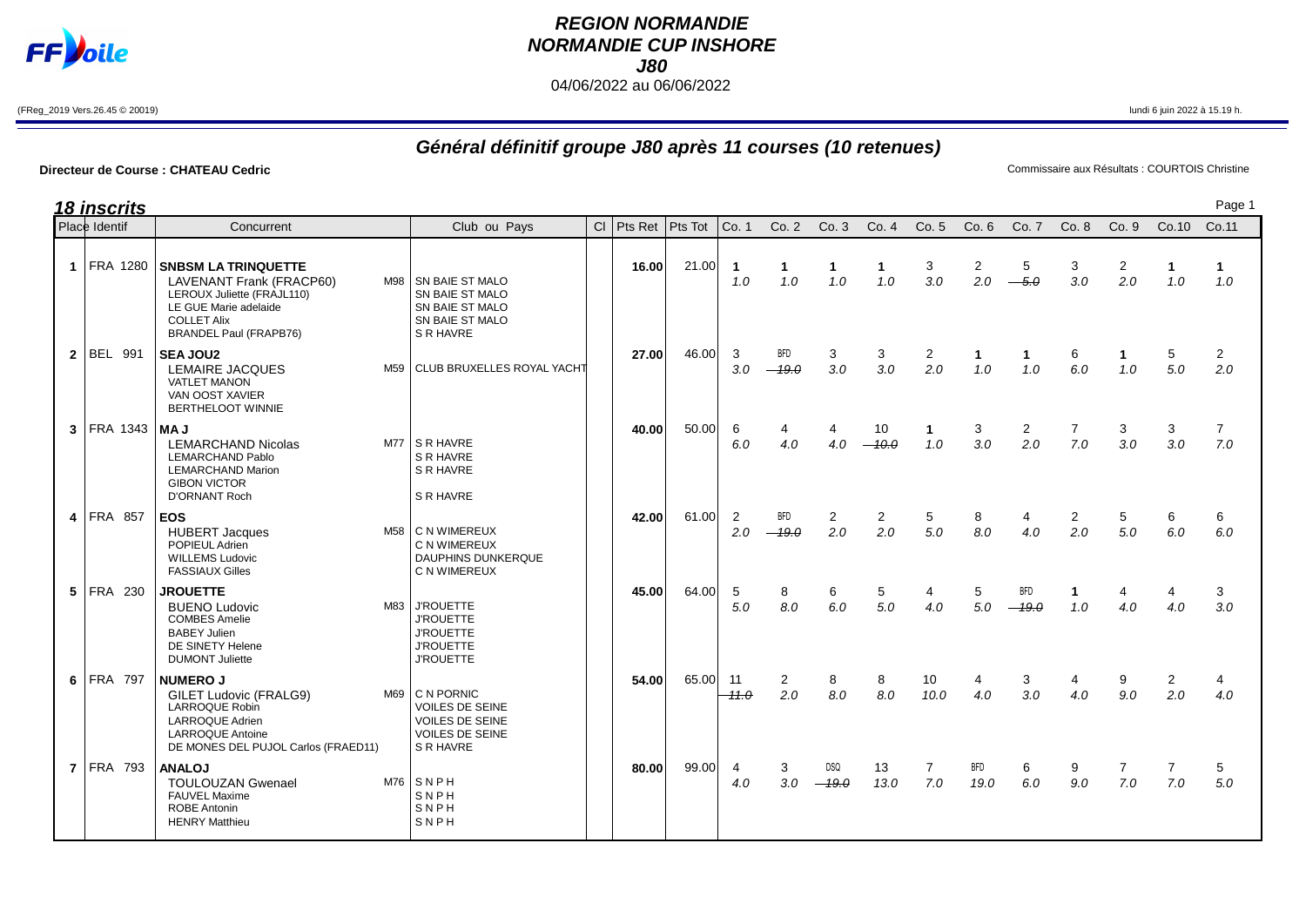# REGION NORMANDIE
## NORMANDIE CUP INSHORE
### J80
04/06/2022 au 06/06/2022

(FReg_2019 Vers.26.45 © 20019) lundi 6 juin 2022 à 15.19 h.

## Général définitif groupe J80 après 11 courses (10 retenues)

**Directeur de Course : CHATEAU Cedric** Commissaire aux Résultats : COURTOIS Christine

### 18 inscrits

| Place | Identif | Concurrent | Club ou Pays | Cl | Pts Ret | Pts Tot | Co. 1 | Co. 2 | Co. 3 | Co. 4 | Co. 5 | Co. 6 | Co. 7 | Co. 8 | Co. 9 | Co.10 | Co.11 |
|---|---|---|---|---|---|---|---|---|---|---|---|---|---|---|---|---|---|
| 1 | FRA 1280 | **SNBSM LA TRINQUETTE**<br>LAVENANT Frank (FRACP60) M98<br>LEROUX Juliette (FRAJL110)<br>LE GUE Marie adelaide<br>COLLET Alix<br>BRANDEL Paul (FRAPB76) | SN BAIE ST MALO<br>SN BAIE ST MALO<br>SN BAIE ST MALO<br>SN BAIE ST MALO<br>S R HAVRE | | 16.00 | 21.00 | 1<br>1.0 | 1<br>1.0 | 1<br>1.0 | 1<br>1.0 | 3<br>3.0 | 2<br>2.0 | 5<br>~~5.0~~ | 3<br>3.0 | 2<br>2.0 | 1<br>1.0 | 1<br>1.0 |
| 2 | BEL 991 | **SEA JOU2**<br>LEMAIRE JACQUES M59<br>VATLET MANON<br>VAN OOST XAVIER<br>BERTHELOOT WINNIE | CLUB BRUXELLES ROYAL YACHT | | 27.00 | 46.00 | 3<br>3.0 | BFD<br>~~19.0~~ | 3<br>3.0 | 3<br>3.0 | 2<br>2.0 | 1<br>1.0 | 1<br>1.0 | 6<br>6.0 | 1<br>1.0 | 5<br>5.0 | 2<br>2.0 |
| 3 | FRA 1343 | **MA J**<br>LEMARCHAND Nicolas M77<br>LEMARCHAND Pablo<br>LEMARCHAND Marion<br>GIBON VICTOR<br>D'ORNANT Roch | S R HAVRE<br>S R HAVRE<br>S R HAVRE<br><br>S R HAVRE | | 40.00 | 50.00 | 6<br>6.0 | 4<br>4.0 | 4<br>4.0 | 10<br>~~10.0~~ | 1<br>1.0 | 3<br>3.0 | 2<br>2.0 | 7<br>7.0 | 3<br>3.0 | 3<br>3.0 | 7<br>7.0 |
| 4 | FRA 857 | **EOS**<br>HUBERT Jacques M58<br>POPIEUL Adrien<br>WILLEMS Ludovic<br>FASSIAUX Gilles | C N WIMEREUX<br>C N WIMEREUX<br>DAUPHINS DUNKERQUE<br>C N WIMEREUX | | 42.00 | 61.00 | 2<br>2.0 | BFD<br>~~19.0~~ | 2<br>2.0 | 2<br>2.0 | 5<br>5.0 | 8<br>8.0 | 4<br>4.0 | 2<br>2.0 | 5<br>5.0 | 6<br>6.0 | 6<br>6.0 |
| 5 | FRA 230 | **JROUETTE**<br>BUENO Ludovic M83<br>COMBES Amelie<br>BABEY Julien<br>DE SINETY Helene<br>DUMONT Juliette | J'ROUETTE<br>J'ROUETTE<br>J'ROUETTE<br>J'ROUETTE<br>J'ROUETTE | | 45.00 | 64.00 | 5<br>5.0 | 8<br>8.0 | 6<br>6.0 | 5<br>5.0 | 4<br>4.0 | 5<br>5.0 | BFD<br>~~19.0~~ | 1<br>1.0 | 4<br>4.0 | 4<br>4.0 | 3<br>3.0 |
| 6 | FRA 797 | **NUMERO J**<br>GILET Ludovic (FRALG9) M69<br>LARROQUE Robin<br>LARROQUE Adrien<br>LARROQUE Antoine<br>DE MONES DEL PUJOL Carlos (FRAED11) | C N PORNIC<br>VOILES DE SEINE<br>VOILES DE SEINE<br>VOILES DE SEINE<br>S R HAVRE | | 54.00 | 65.00 | 11<br>~~11.0~~ | 2<br>2.0 | 8<br>8.0 | 8<br>8.0 | 10<br>10.0 | 4<br>4.0 | 3<br>3.0 | 4<br>4.0 | 9<br>9.0 | 2<br>2.0 | 4<br>4.0 |
| 7 | FRA 793 | **ANALOJ**<br>TOULOUZAN Gwenael M76<br>FAUVEL Maxime<br>ROBE Antonin<br>HENRY Matthieu | S N P H<br>S N P H<br>S N P H<br>S N P H | | 80.00 | 99.00 | 4<br>4.0 | 3<br>3.0 | DSQ<br>~~19.0~~ | 13<br>13.0 | 7<br>7.0 | BFD<br>19.0 | 6<br>6.0 | 9<br>9.0 | 7<br>7.0 | 7<br>7.0 | 5<br>5.0 |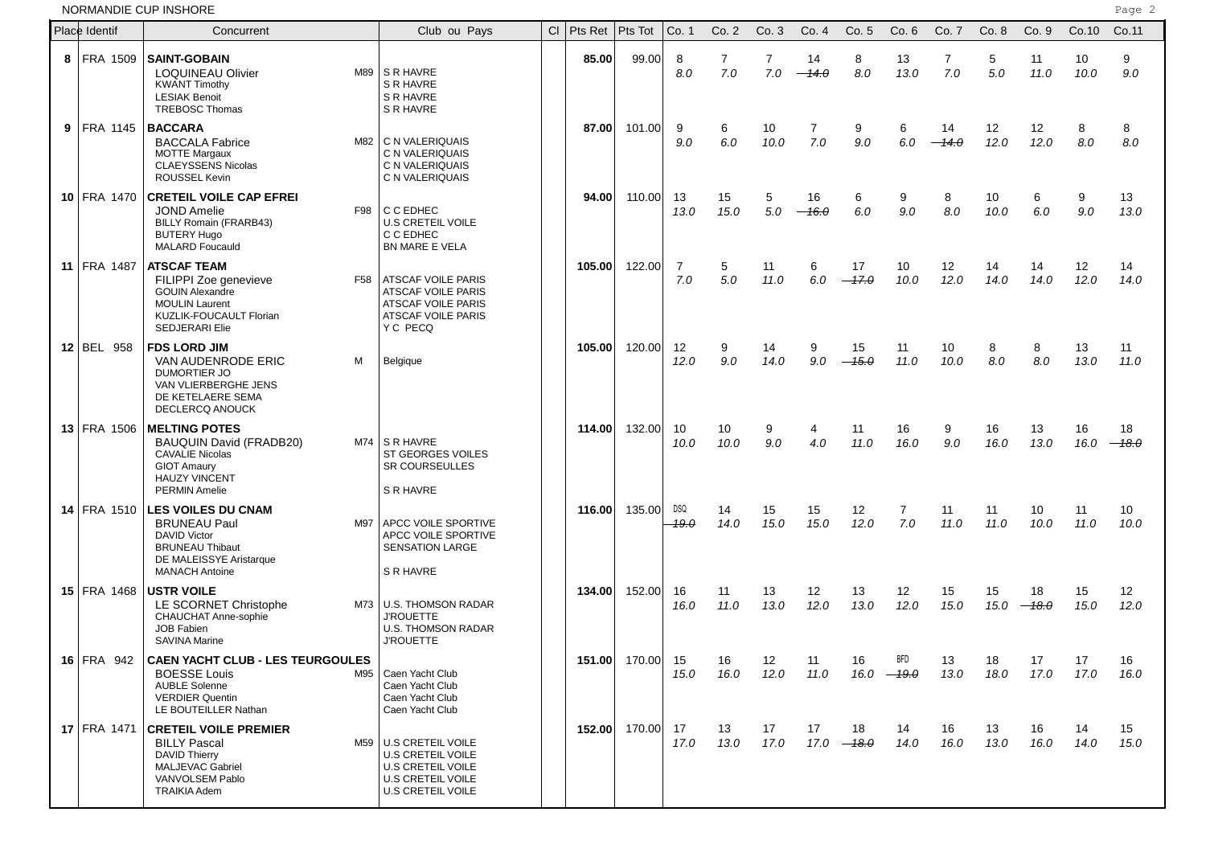NORMANDIE CUP INSHORE

| Place | Identif | Concurrent | | Club ou Pays | Cl | Pts Ret | Pts Tot | Co. 1 | Co. 2 | Co. 3 | Co. 4 | Co. 5 | Co. 6 | Co. 7 | Co. 8 | Co. 9 | Co.10 | Co.11 |
|---|---|---|---|---|---|---|---|---|---|---|---|---|---|---|---|---|---|---|
| 8 | FRA 1509 | **SAINT-GOBAIN**<br>LOQUINEAU Olivier<br>KWANT Timothy<br>LESIAK Benoit<br>TREBOSC Thomas | M89 | S R HAVRE<br>S R HAVRE<br>S R HAVRE<br>S R HAVRE | | **85.00** | 99.00 | 8<br>8.0 | 7<br>7.0 | 7<br>7.0 | 14<br>~~14.0~~ | 8<br>8.0 | 13<br>13.0 | 7<br>7.0 | 5<br>5.0 | 11<br>11.0 | 10<br>10.0 | 9<br>9.0 |
| 9 | FRA 1145 | **BACCARA**<br>BACCALA Fabrice<br>MOTTE Margaux<br>CLAEYSSENS Nicolas<br>ROUSSEL Kevin | M82 | C N VALERIQUAIS<br>C N VALERIQUAIS<br>C N VALERIQUAIS<br>C N VALERIQUAIS | | **87.00** | 101.00 | 9<br>9.0 | 6<br>6.0 | 10<br>10.0 | 7<br>7.0 | 9<br>9.0 | 6<br>6.0 | 14<br>~~14.0~~ | 12<br>12.0 | 12<br>12.0 | 8<br>8.0 | 8<br>8.0 |
| 10 | FRA 1470 | **CRETEIL VOILE CAP EFREI**<br>JOND Amelie<br>BILLY Romain (FRARB43)<br>BUTERY Hugo<br>MALARD Foucauld | F98 | C C EDHEC<br>U.S CRETEIL VOILE<br>C C EDHEC<br>BN MARE E VELA | | **94.00** | 110.00 | 13<br>13.0 | 15<br>15.0 | 5<br>5.0 | 16<br>~~16.0~~ | 6<br>6.0 | 9<br>9.0 | 8<br>8.0 | 10<br>10.0 | 6<br>6.0 | 9<br>9.0 | 13<br>13.0 |
| 11 | FRA 1487 | **ATSCAF TEAM**<br>FILIPPI Zoe genevieve<br>GOUIN Alexandre<br>MOULIN Laurent<br>KUZLIK-FOUCAULT Florian<br>SEDJERARI Elie | F58 | ATSCAF VOILE PARIS<br>ATSCAF VOILE PARIS<br>ATSCAF VOILE PARIS<br>ATSCAF VOILE PARIS<br>Y C PECQ | | **105.00** | 122.00 | 7<br>7.0 | 5<br>5.0 | 11<br>11.0 | 6<br>6.0 | 17<br>~~17.0~~ | 10<br>10.0 | 12<br>12.0 | 14<br>14.0 | 14<br>14.0 | 12<br>12.0 | 14<br>14.0 |
| 12 | BEL 958 | **FDS LORD JIM**<br>VAN AUDENRODE ERIC<br>DUMORTIER JO<br>VAN VLIERBERGHE JENS<br>DE KETELAERE SEMA<br>DECLERCQ ANOUCK | M | Belgique | | **105.00** | 120.00 | 12<br>12.0 | 9<br>9.0 | 14<br>14.0 | 9<br>9.0 | 15<br>~~15.0~~ | 11<br>11.0 | 10<br>10.0 | 8<br>8.0 | 8<br>8.0 | 13<br>13.0 | 11<br>11.0 |
| 13 | FRA 1506 | **MELTING POTES**<br>BAUQUIN David (FRADB20)<br>CAVALIE Nicolas<br>GIOT Amaury<br>HAUZY VINCENT<br>PERMIN Amelie | M74 | S R HAVRE<br>ST GEORGES VOILES<br>SR COURSEULLES<br><br>S R HAVRE | | **114.00** | 132.00 | 10<br>10.0 | 10<br>10.0 | 9<br>9.0 | 4<br>4.0 | 11<br>11.0 | 16<br>16.0 | 9<br>9.0 | 16<br>16.0 | 13<br>13.0 | 16<br>16.0 | 18<br>~~18.0~~ |
| 14 | FRA 1510 | **LES VOILES DU CNAM**<br>BRUNEAU Paul<br>DAVID Victor<br>BRUNEAU Thibaut<br>DE MALEISSYE Aristarque<br>MANACH Antoine | M97 | APCC VOILE SPORTIVE<br>APCC VOILE SPORTIVE<br>SENSATION LARGE<br><br>S R HAVRE | | **116.00** | 135.00 | DSQ<br>~~19.0~~ | 14<br>14.0 | 15<br>15.0 | 15<br>15.0 | 12<br>12.0 | 7<br>7.0 | 11<br>11.0 | 11<br>11.0 | 10<br>10.0 | 11<br>11.0 | 10<br>10.0 |
| 15 | FRA 1468 | **USTR VOILE**<br>LE SCORNET Christophe<br>CHAUCHAT Anne-sophie<br>JOB Fabien<br>SAVINA Marine | M73 | U.S. THOMSON RADAR<br>J'ROUETTE<br>U.S. THOMSON RADAR<br>J'ROUETTE | | **134.00** | 152.00 | 16<br>16.0 | 11<br>11.0 | 13<br>13.0 | 12<br>12.0 | 13<br>13.0 | 12<br>12.0 | 15<br>15.0 | 15<br>15.0 | 18<br>~~18.0~~ | 15<br>15.0 | 12<br>12.0 |
| 16 | FRA 942 | **CAEN YACHT CLUB - LES TEURGOULES**<br>BOESSE Louis<br>AUBLE Solenne<br>VERDIER Quentin<br>LE BOUTEILLER Nathan | M95 | Caen Yacht Club<br>Caen Yacht Club<br>Caen Yacht Club<br>Caen Yacht Club | | **151.00** | 170.00 | 15<br>15.0 | 16<br>16.0 | 12<br>12.0 | 11<br>11.0 | 16<br>16.0 | BFD<br>~~19.0~~ | 13<br>13.0 | 18<br>18.0 | 17<br>17.0 | 17<br>17.0 | 16<br>16.0 |
| 17 | FRA 1471 | **CRETEIL VOILE PREMIER**<br>BILLY Pascal<br>DAVID Thierry<br>MALJEVAC Gabriel<br>VANVOLSEM Pablo<br>TRAIKIA Adem | M59 | U.S CRETEIL VOILE<br>U.S CRETEIL VOILE<br>U.S CRETEIL VOILE<br>U.S CRETEIL VOILE<br>U.S CRETEIL VOILE | | **152.00** | 170.00 | 17<br>17.0 | 13<br>13.0 | 17<br>17.0 | 17<br>17.0 | 18<br>~~18.0~~ | 14<br>14.0 | 16<br>16.0 | 13<br>13.0 | 16<br>16.0 | 14<br>14.0 | 15<br>15.0 |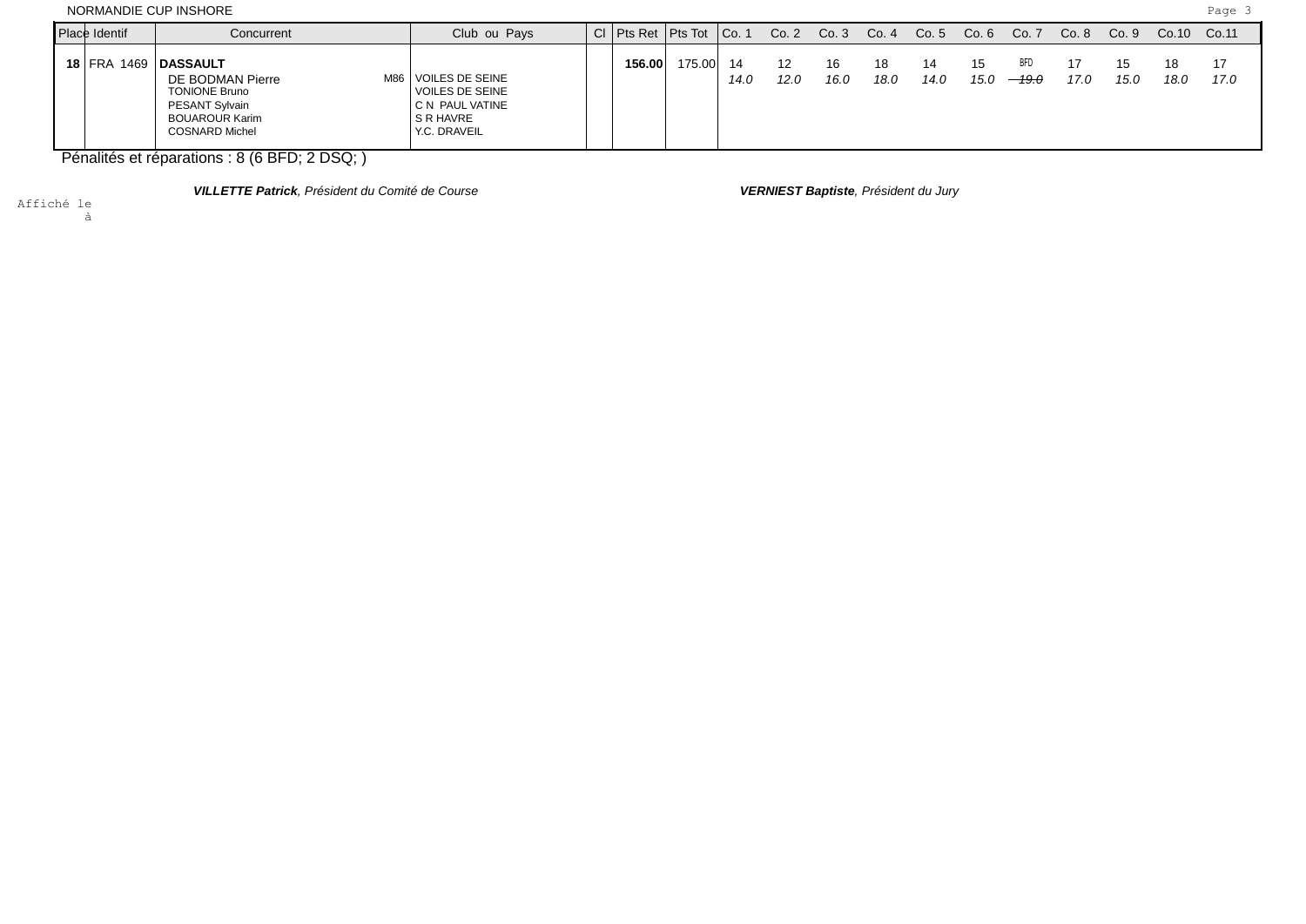NORMANDIE CUP INSHORE

| Place | Identif | Concurrent | Club ou Pays | Cl | Pts Ret | Pts Tot | Co. 1 | Co. 2 | Co. 3 | Co. 4 | Co. 5 | Co. 6 | Co. 7 | Co. 8 | Co. 9 | Co.10 | Co.11 |
|---|---|---|---|---|---|---|---|---|---|---|---|---|---|---|---|---|---|
| **18** | FRA 1469 | **DASSAULT**<br>DE BODMAN Pierre M86<br>TONIONE Bruno<br>PESANT Sylvain<br>BOUAROUR Karim<br>COSNARD Michel | <br>VOILES DE SEINE<br>VOILES DE SEINE<br>C N PAUL VATINE<br>S R HAVRE<br>Y.C. DRAVEIL | | **156.00** | 175.00 | 14<br>*14.0* | 12<br>*12.0* | 16<br>*16.0* | 18<br>*18.0* | 14<br>*14.0* | 15<br>*15.0* | BFD<br>~~*19.0*~~ | 17<br>*17.0* | 15<br>*15.0* | 18<br>*18.0* | 17<br>*17.0* |

Pénalités et réparations : 8 (6 BFD; 2 DSQ; )

***VILLETTE Patrick**, Président du Comité de Course*

***VERNIEST Baptiste**, Président du Jury*

Affiché le
à